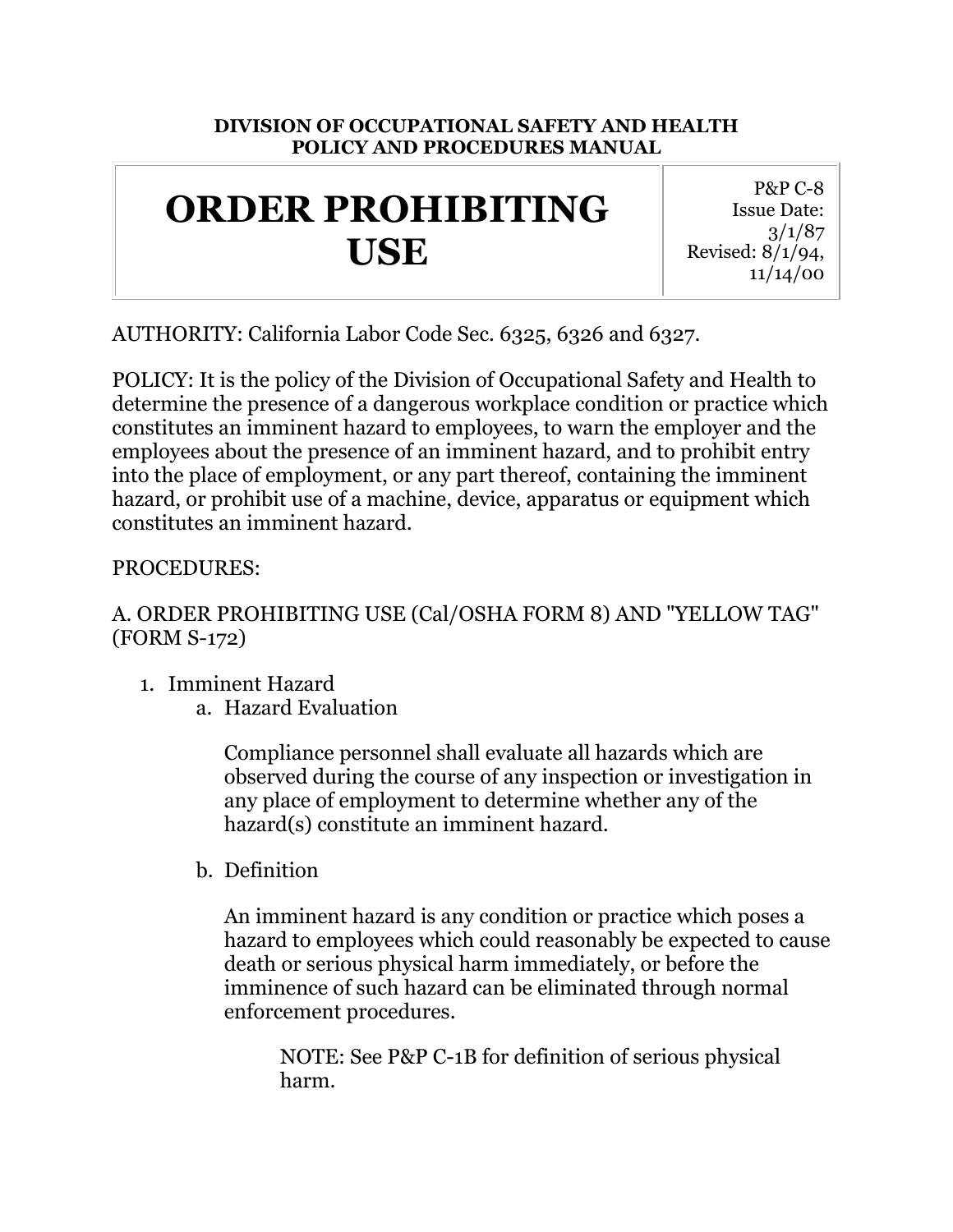**DIVISION OF OCCUPATIONAL SAFETY AND HEALTH**
**POLICY AND PROCEDURES MANUAL**

| # ORDER PROHIBITING USE | P&P C-8<br>Issue Date: 3/1/87<br>Revised: 8/1/94, 11/14/00 |
|---|---|

AUTHORITY: California Labor Code Sec. 6325, 6326 and 6327.

POLICY: It is the policy of the Division of Occupational Safety and Health to determine the presence of a dangerous workplace condition or practice which constitutes an imminent hazard to employees, to warn the employer and the employees about the presence of an imminent hazard, and to prohibit entry into the place of employment, or any part thereof, containing the imminent hazard, or prohibit use of a machine, device, apparatus or equipment which constitutes an imminent hazard.

PROCEDURES:

A. ORDER PROHIBITING USE (Cal/OSHA FORM 8) AND "YELLOW TAG" (FORM S-172)

1. Imminent Hazard
   a. Hazard Evaluation

      Compliance personnel shall evaluate all hazards which are observed during the course of any inspection or investigation in any place of employment to determine whether any of the hazard(s) constitute an imminent hazard.

   b. Definition

      An imminent hazard is any condition or practice which poses a hazard to employees which could reasonably be expected to cause death or serious physical harm immediately, or before the imminence of such hazard can be eliminated through normal enforcement procedures.

      NOTE: See P&P C-1B for definition of serious physical harm.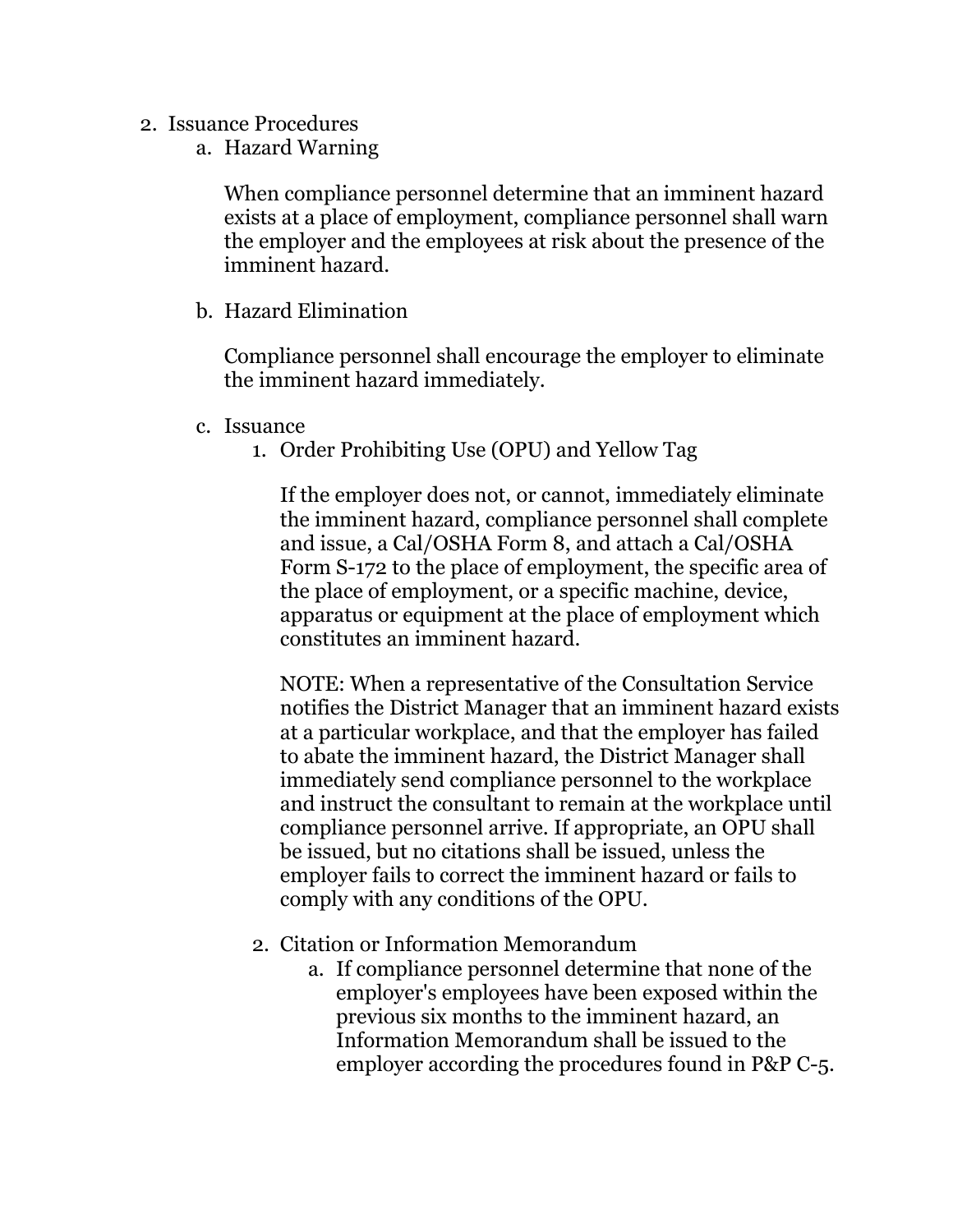2. Issuance Procedures
    a. Hazard Warning

        When compliance personnel determine that an imminent hazard exists at a place of employment, compliance personnel shall warn the employer and the employees at risk about the presence of the imminent hazard.

    b. Hazard Elimination

        Compliance personnel shall encourage the employer to eliminate the imminent hazard immediately.

    c. Issuance
        1. Order Prohibiting Use (OPU) and Yellow Tag

            If the employer does not, or cannot, immediately eliminate the imminent hazard, compliance personnel shall complete and issue, a Cal/OSHA Form 8, and attach a Cal/OSHA Form S-172 to the place of employment, the specific area of the place of employment, or a specific machine, device, apparatus or equipment at the place of employment which constitutes an imminent hazard.

            NOTE: When a representative of the Consultation Service notifies the District Manager that an imminent hazard exists at a particular workplace, and that the employer has failed to abate the imminent hazard, the District Manager shall immediately send compliance personnel to the workplace and instruct the consultant to remain at the workplace until compliance personnel arrive. If appropriate, an OPU shall be issued, but no citations shall be issued, unless the employer fails to correct the imminent hazard or fails to comply with any conditions of the OPU.

        2. Citation or Information Memorandum
            a. If compliance personnel determine that none of the employer's employees have been exposed within the previous six months to the imminent hazard, an Information Memorandum shall be issued to the employer according the procedures found in P&P C-5.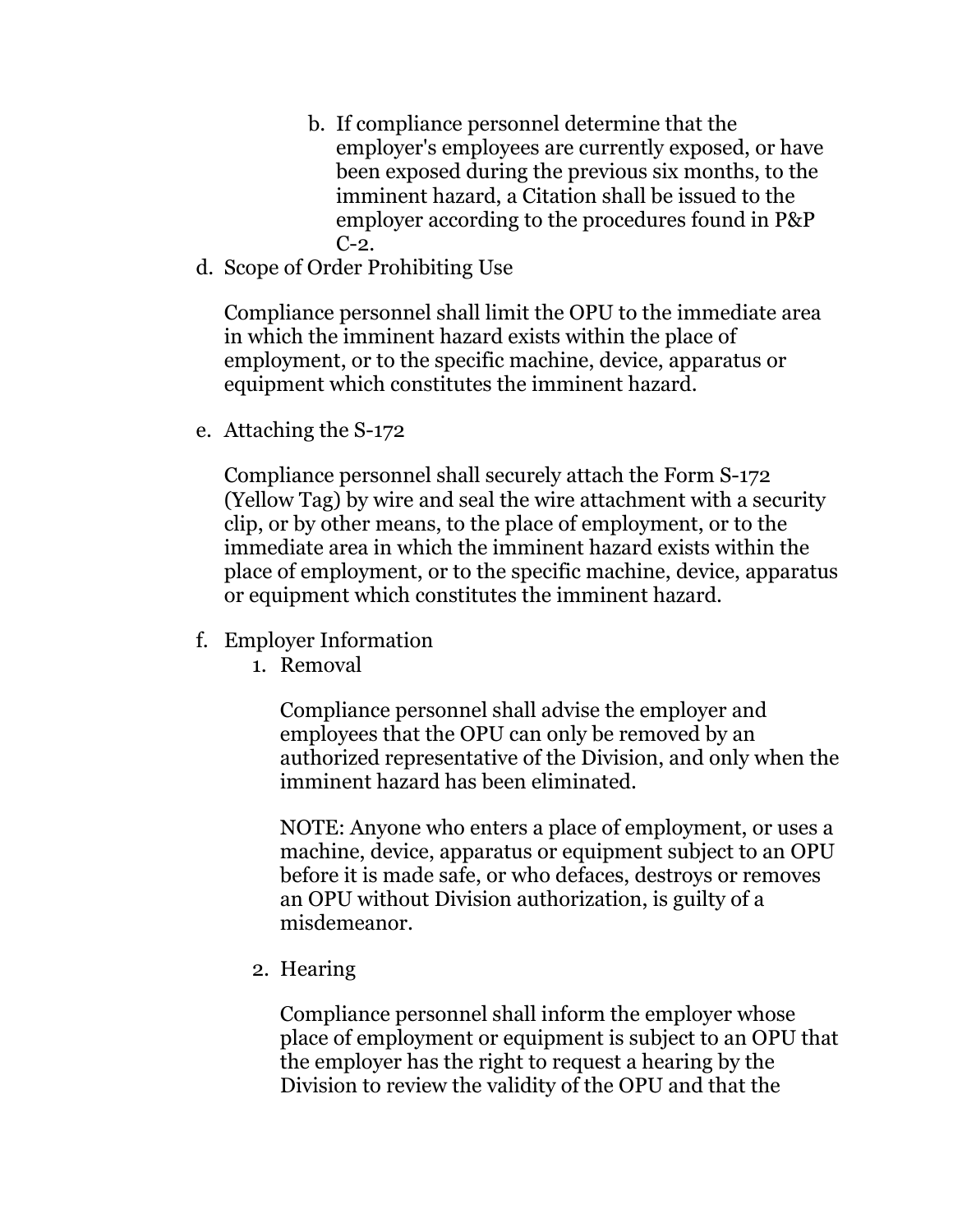b. If compliance personnel determine that the employer's employees are currently exposed, or have been exposed during the previous six months, to the imminent hazard, a Citation shall be issued to the employer according to the procedures found in P&P C-2.

d. Scope of Order Prohibiting Use

   Compliance personnel shall limit the OPU to the immediate area in which the imminent hazard exists within the place of employment, or to the specific machine, device, apparatus or equipment which constitutes the imminent hazard.

e. Attaching the S-172

   Compliance personnel shall securely attach the Form S-172 (Yellow Tag) by wire and seal the wire attachment with a security clip, or by other means, to the place of employment, or to the immediate area in which the imminent hazard exists within the place of employment, or to the specific machine, device, apparatus or equipment which constitutes the imminent hazard.

f. Employer Information

   1. Removal

      Compliance personnel shall advise the employer and employees that the OPU can only be removed by an authorized representative of the Division, and only when the imminent hazard has been eliminated.

      NOTE: Anyone who enters a place of employment, or uses a machine, device, apparatus or equipment subject to an OPU before it is made safe, or who defaces, destroys or removes an OPU without Division authorization, is guilty of a misdemeanor.

   2. Hearing

      Compliance personnel shall inform the employer whose place of employment or equipment is subject to an OPU that the employer has the right to request a hearing by the Division to review the validity of the OPU and that the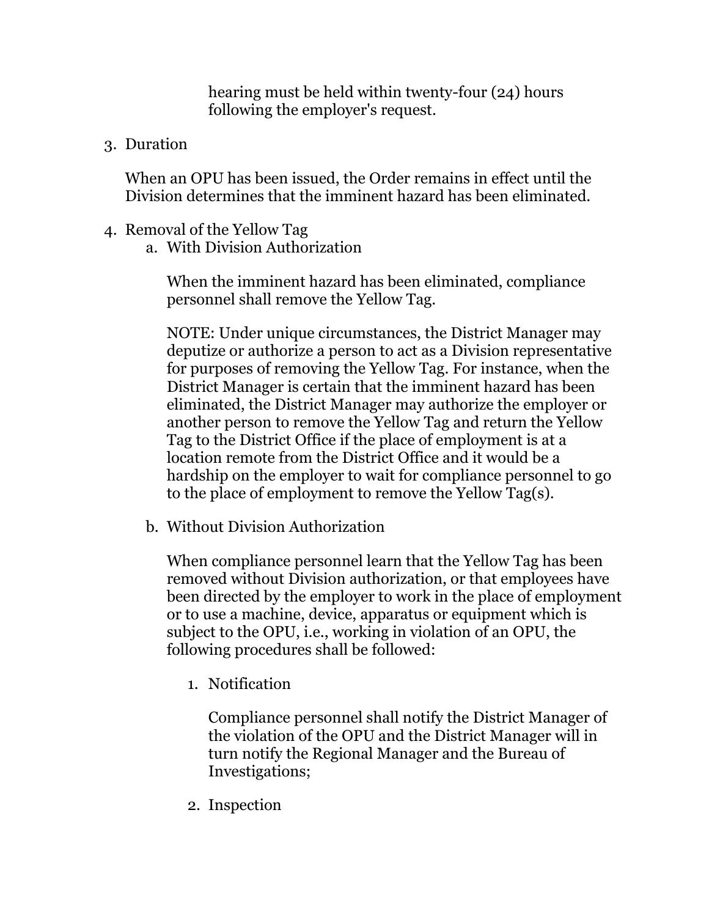hearing must be held within twenty-four (24) hours following the employer's request.

3. Duration

   When an OPU has been issued, the Order remains in effect until the Division determines that the imminent hazard has been eliminated.

4. Removal of the Yellow Tag
   a. With Division Authorization

      When the imminent hazard has been eliminated, compliance personnel shall remove the Yellow Tag.

      NOTE: Under unique circumstances, the District Manager may deputize or authorize a person to act as a Division representative for purposes of removing the Yellow Tag. For instance, when the District Manager is certain that the imminent hazard has been eliminated, the District Manager may authorize the employer or another person to remove the Yellow Tag and return the Yellow Tag to the District Office if the place of employment is at a location remote from the District Office and it would be a hardship on the employer to wait for compliance personnel to go to the place of employment to remove the Yellow Tag(s).

   b. Without Division Authorization

      When compliance personnel learn that the Yellow Tag has been removed without Division authorization, or that employees have been directed by the employer to work in the place of employment or to use a machine, device, apparatus or equipment which is subject to the OPU, i.e., working in violation of an OPU, the following procedures shall be followed:

      1. Notification

         Compliance personnel shall notify the District Manager of the violation of the OPU and the District Manager will in turn notify the Regional Manager and the Bureau of Investigations;

      2. Inspection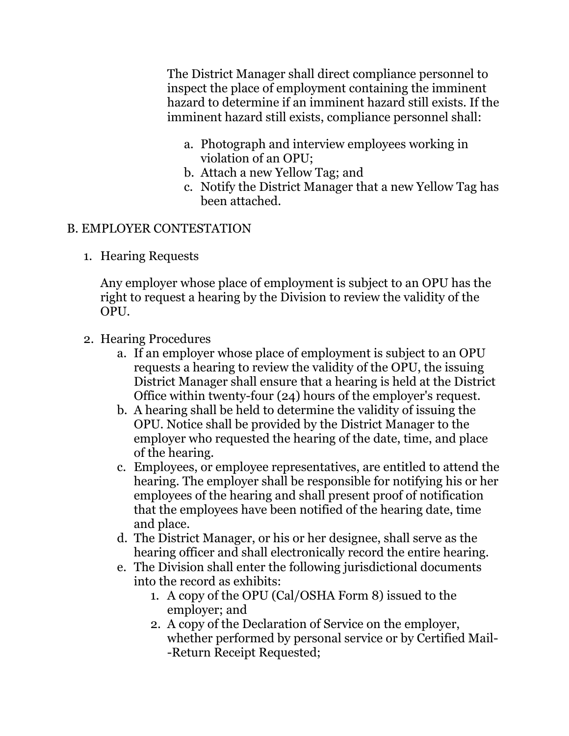The District Manager shall direct compliance personnel to inspect the place of employment containing the imminent hazard to determine if an imminent hazard still exists. If the imminent hazard still exists, compliance personnel shall:

a. Photograph and interview employees working in violation of an OPU;
b. Attach a new Yellow Tag; and
c. Notify the District Manager that a new Yellow Tag has been attached.

## B. EMPLOYER CONTESTATION

1. Hearing Requests

   Any employer whose place of employment is subject to an OPU has the right to request a hearing by the Division to review the validity of the OPU.

2. Hearing Procedures
   a. If an employer whose place of employment is subject to an OPU requests a hearing to review the validity of the OPU, the issuing District Manager shall ensure that a hearing is held at the District Office within twenty-four (24) hours of the employer's request.
   b. A hearing shall be held to determine the validity of issuing the OPU. Notice shall be provided by the District Manager to the employer who requested the hearing of the date, time, and place of the hearing.
   c. Employees, or employee representatives, are entitled to attend the hearing. The employer shall be responsible for notifying his or her employees of the hearing and shall present proof of notification that the employees have been notified of the hearing date, time and place.
   d. The District Manager, or his or her designee, shall serve as the hearing officer and shall electronically record the entire hearing.
   e. The Division shall enter the following jurisdictional documents into the record as exhibits:
      1. A copy of the OPU (Cal/OSHA Form 8) issued to the employer; and
      2. A copy of the Declaration of Service on the employer, whether performed by personal service or by Certified Mail--Return Receipt Requested;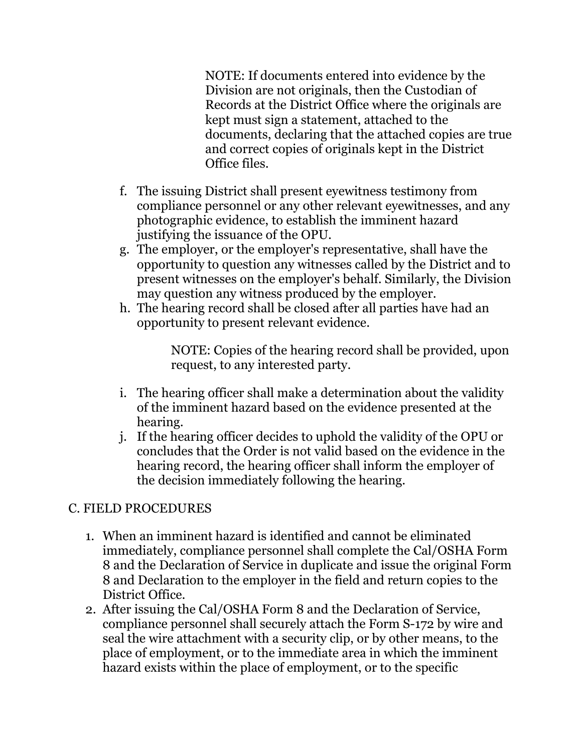> NOTE: If documents entered into evidence by the Division are not originals, then the Custodian of Records at the District Office where the originals are kept must sign a statement, attached to the documents, declaring that the attached copies are true and correct copies of originals kept in the District Office files.

f. The issuing District shall present eyewitness testimony from compliance personnel or any other relevant eyewitnesses, and any photographic evidence, to establish the imminent hazard justifying the issuance of the OPU.
g. The employer, or the employer's representative, shall have the opportunity to question any witnesses called by the District and to present witnesses on the employer's behalf. Similarly, the Division may question any witness produced by the employer.
h. The hearing record shall be closed after all parties have had an opportunity to present relevant evidence.

   > NOTE: Copies of the hearing record shall be provided, upon request, to any interested party.

i. The hearing officer shall make a determination about the validity of the imminent hazard based on the evidence presented at the hearing.
j. If the hearing officer decides to uphold the validity of the OPU or concludes that the Order is not valid based on the evidence in the hearing record, the hearing officer shall inform the employer of the decision immediately following the hearing.

## C. FIELD PROCEDURES

1. When an imminent hazard is identified and cannot be eliminated immediately, compliance personnel shall complete the Cal/OSHA Form 8 and the Declaration of Service in duplicate and issue the original Form 8 and Declaration to the employer in the field and return copies to the District Office.
2. After issuing the Cal/OSHA Form 8 and the Declaration of Service, compliance personnel shall securely attach the Form S-172 by wire and seal the wire attachment with a security clip, or by other means, to the place of employment, or to the immediate area in which the imminent hazard exists within the place of employment, or to the specific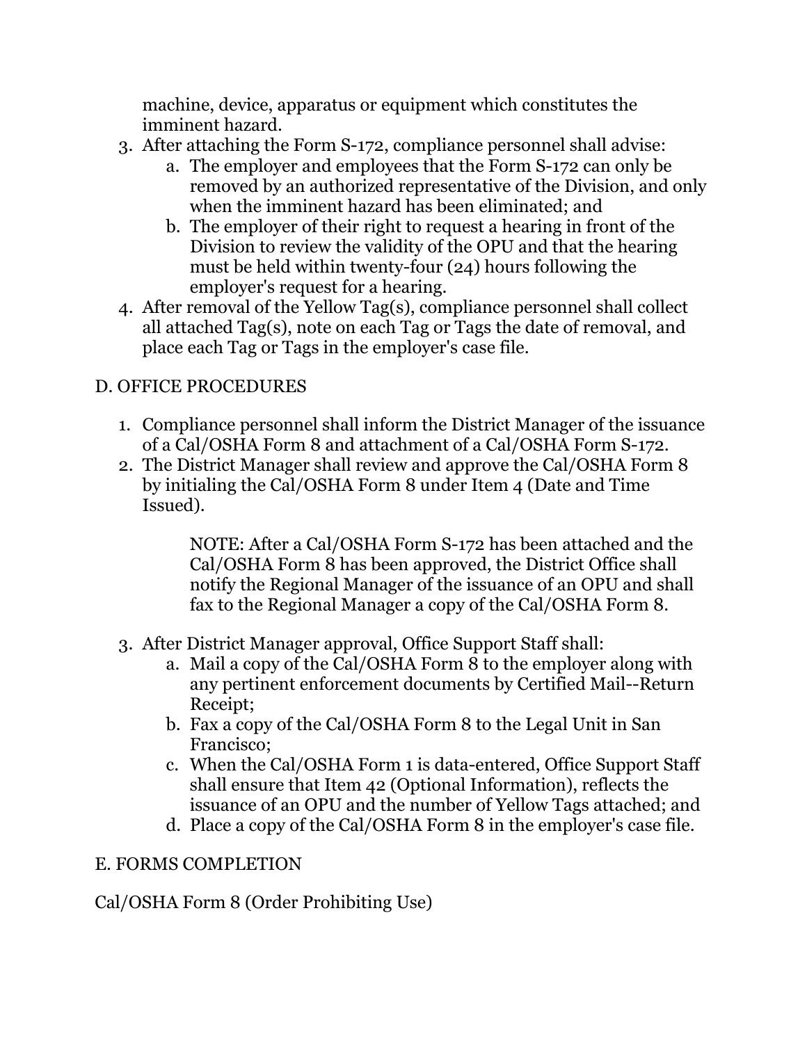machine, device, apparatus or equipment which constitutes the imminent hazard.

3. After attaching the Form S-172, compliance personnel shall advise:
   a. The employer and employees that the Form S-172 can only be removed by an authorized representative of the Division, and only when the imminent hazard has been eliminated; and
   b. The employer of their right to request a hearing in front of the Division to review the validity of the OPU and that the hearing must be held within twenty-four (24) hours following the employer's request for a hearing.
4. After removal of the Yellow Tag(s), compliance personnel shall collect all attached Tag(s), note on each Tag or Tags the date of removal, and place each Tag or Tags in the employer's case file.

## D. OFFICE PROCEDURES

1. Compliance personnel shall inform the District Manager of the issuance of a Cal/OSHA Form 8 and attachment of a Cal/OSHA Form S-172.
2. The District Manager shall review and approve the Cal/OSHA Form 8 by initialing the Cal/OSHA Form 8 under Item 4 (Date and Time Issued).

   > NOTE: After a Cal/OSHA Form S-172 has been attached and the Cal/OSHA Form 8 has been approved, the District Office shall notify the Regional Manager of the issuance of an OPU and shall fax to the Regional Manager a copy of the Cal/OSHA Form 8.

3. After District Manager approval, Office Support Staff shall:
   a. Mail a copy of the Cal/OSHA Form 8 to the employer along with any pertinent enforcement documents by Certified Mail--Return Receipt;
   b. Fax a copy of the Cal/OSHA Form 8 to the Legal Unit in San Francisco;
   c. When the Cal/OSHA Form 1 is data-entered, Office Support Staff shall ensure that Item 42 (Optional Information), reflects the issuance of an OPU and the number of Yellow Tags attached; and
   d. Place a copy of the Cal/OSHA Form 8 in the employer's case file.

## E. FORMS COMPLETION

Cal/OSHA Form 8 (Order Prohibiting Use)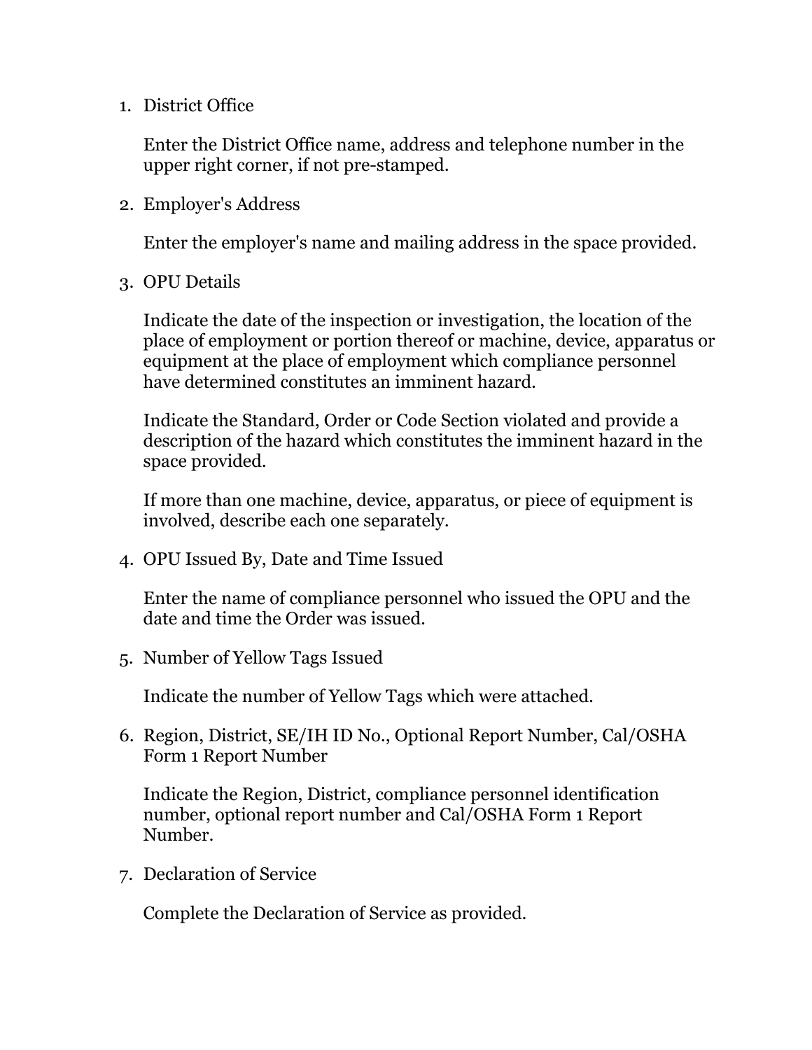1. District Office

   Enter the District Office name, address and telephone number in the upper right corner, if not pre-stamped.

2. Employer's Address

   Enter the employer's name and mailing address in the space provided.

3. OPU Details

   Indicate the date of the inspection or investigation, the location of the place of employment or portion thereof or machine, device, apparatus or equipment at the place of employment which compliance personnel have determined constitutes an imminent hazard.

   Indicate the Standard, Order or Code Section violated and provide a description of the hazard which constitutes the imminent hazard in the space provided.

   If more than one machine, device, apparatus, or piece of equipment is involved, describe each one separately.

4. OPU Issued By, Date and Time Issued

   Enter the name of compliance personnel who issued the OPU and the date and time the Order was issued.

5. Number of Yellow Tags Issued

   Indicate the number of Yellow Tags which were attached.

6. Region, District, SE/IH ID No., Optional Report Number, Cal/OSHA Form 1 Report Number

   Indicate the Region, District, compliance personnel identification number, optional report number and Cal/OSHA Form 1 Report Number.

7. Declaration of Service

   Complete the Declaration of Service as provided.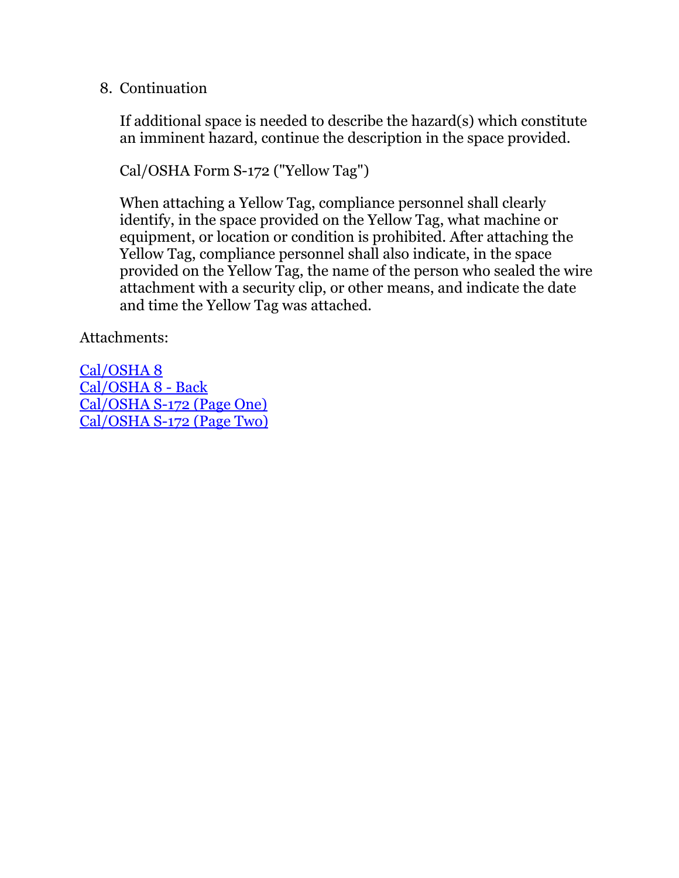8. Continuation

   If additional space is needed to describe the hazard(s) which constitute an imminent hazard, continue the description in the space provided.

   Cal/OSHA Form S-172 ("Yellow Tag")

   When attaching a Yellow Tag, compliance personnel shall clearly identify, in the space provided on the Yellow Tag, what machine or equipment, or location or condition is prohibited. After attaching the Yellow Tag, compliance personnel shall also indicate, in the space provided on the Yellow Tag, the name of the person who sealed the wire attachment with a security clip, or other means, and indicate the date and time the Yellow Tag was attached.

Attachments:

Cal/OSHA 8
Cal/OSHA 8 - Back
Cal/OSHA S-172 (Page One)
Cal/OSHA S-172 (Page Two)